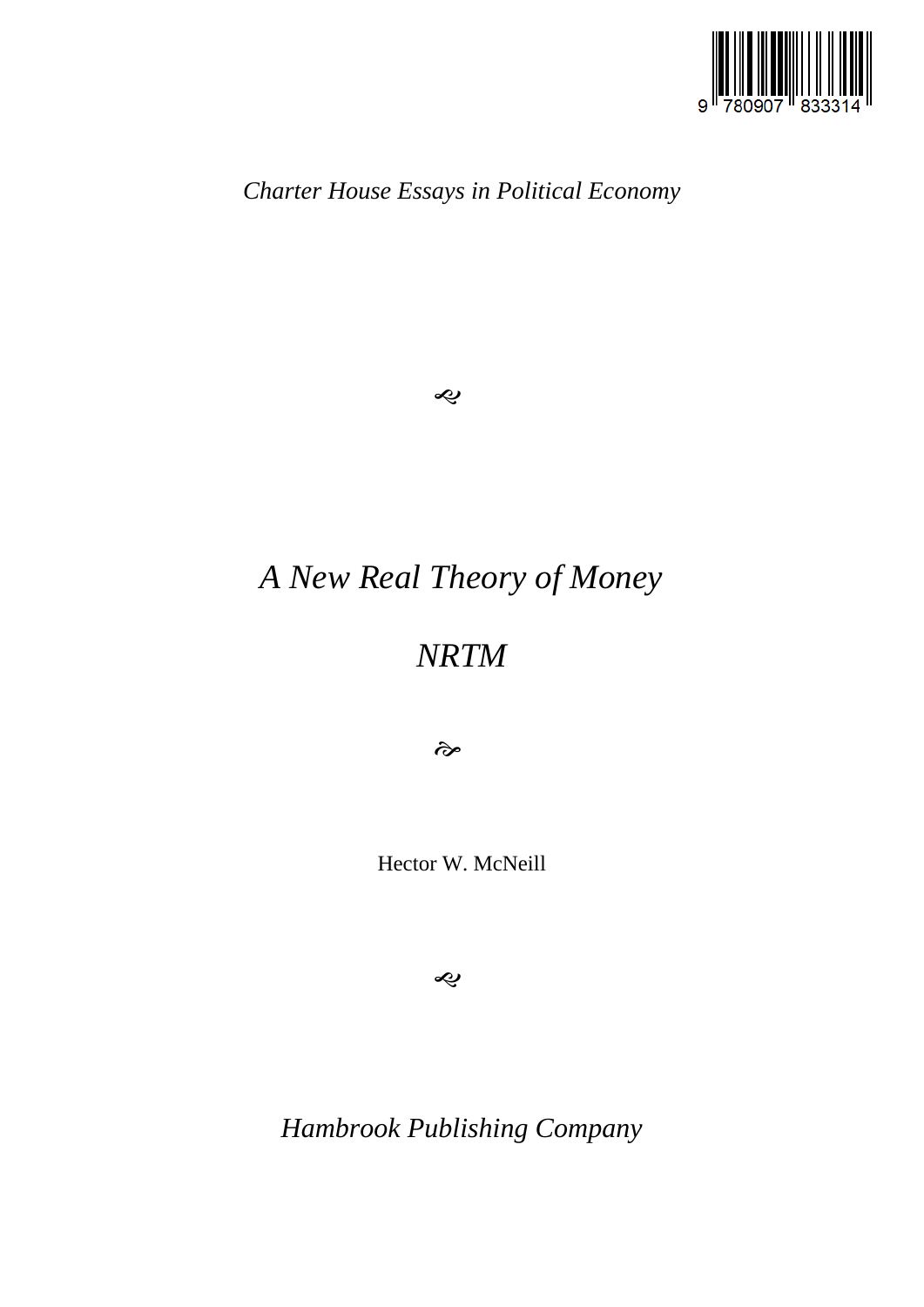*Charter House Essays in Political Economy*

# *A New Real Theory of Money*

# *NRTM*

Hector W. McNeill

*Hambrook Publishing Company*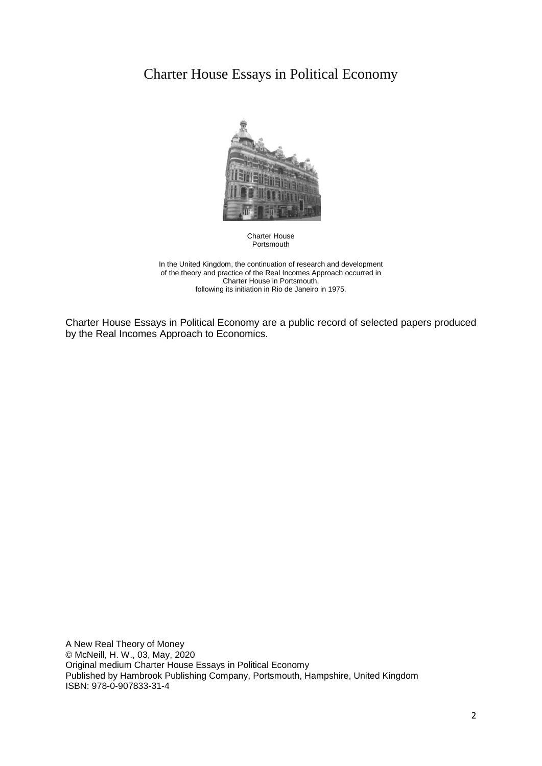# Charter House Essays in Political Economy

Charter House
Portsmouth

In the United Kingdom, the continuation of research and development of the theory and practice of the Real Incomes Approach occurred in Charter House in Portsmouth, following its initiation in Rio de Janeiro in 1975.

Charter House Essays in Political Economy are a public record of selected papers produced by the Real Incomes Approach to Economics.

A New Real Theory of Money
© McNeill, H. W., 03, May, 2020
Original medium Charter House Essays in Political Economy
Published by Hambrook Publishing Company, Portsmouth, Hampshire, United Kingdom
ISBN: 978-0-907833-31-4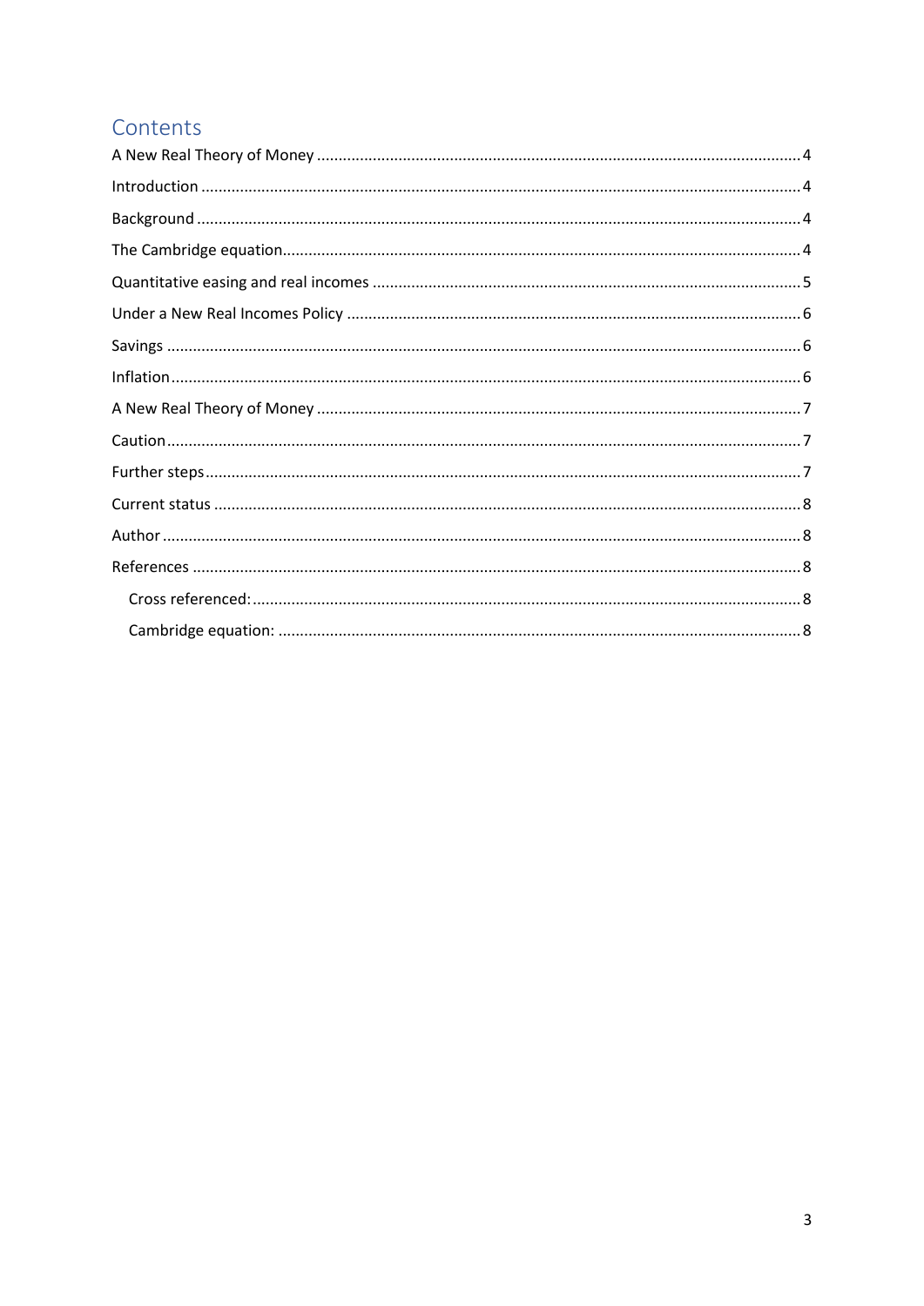# Contents

A New Real Theory of Money ............................................................ 4

Introduction ............................................................ 4

Background ............................................................ 4

The Cambridge equation ............................................................ 4

Quantitative easing and real incomes ............................................................ 5

Under a New Real Incomes Policy ............................................................ 6

Savings ............................................................ 6

Inflation ............................................................ 6

A New Real Theory of Money ............................................................ 7

Caution ............................................................ 7

Further steps ............................................................ 7

Current status ............................................................ 8

Author ............................................................ 8

References ............................................................ 8

- Cross referenced: ............................................................ 8
- Cambridge equation: ............................................................ 8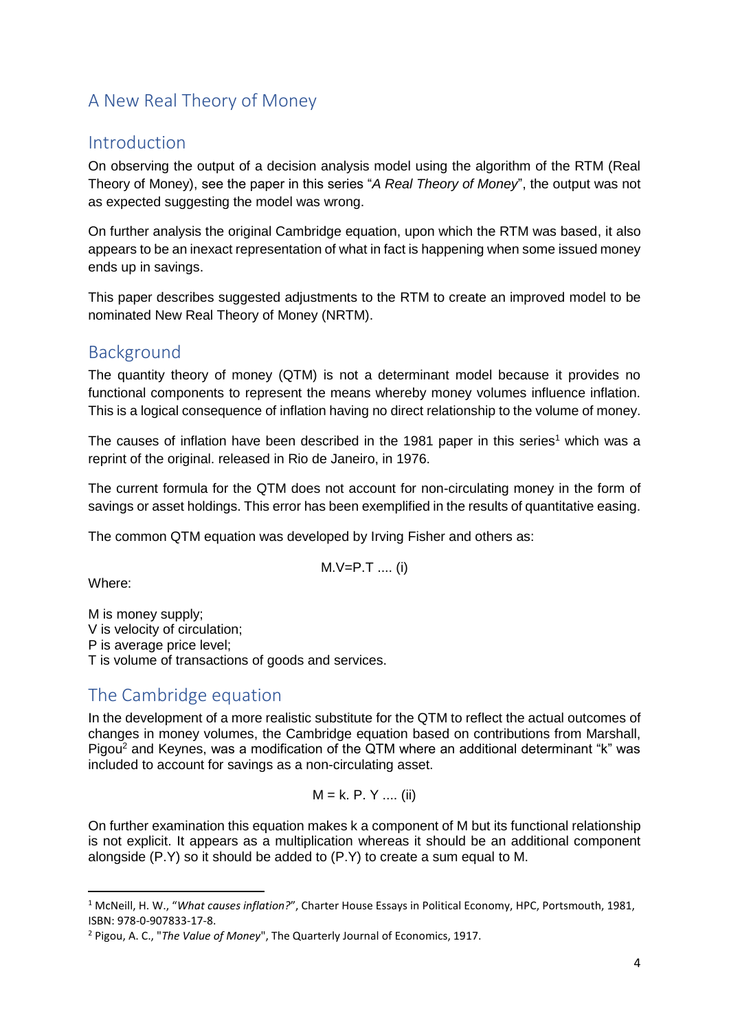# A New Real Theory of Money

## Introduction

On observing the output of a decision analysis model using the algorithm of the RTM (Real Theory of Money), see the paper in this series "*A Real Theory of Money*", the output was not as expected suggesting the model was wrong.

On further analysis the original Cambridge equation, upon which the RTM was based, it also appears to be an inexact representation of what in fact is happening when some issued money ends up in savings.

This paper describes suggested adjustments to the RTM to create an improved model to be nominated New Real Theory of Money (NRTM).

## Background

The quantity theory of money (QTM) is not a determinant model because it provides no functional components to represent the means whereby money volumes influence inflation. This is a logical consequence of inflation having no direct relationship to the volume of money.

The causes of inflation have been described in the 1981 paper in this series[1] which was a reprint of the original. released in Rio de Janeiro, in 1976.

The current formula for the QTM does not account for non-circulating money in the form of savings or asset holdings. This error has been exemplified in the results of quantitative easing.

The common QTM equation was developed by Irving Fisher and others as:

$$M.V=P.T \quad .... \text{(i)}$$

Where:

M is money supply;
V is velocity of circulation;
P is average price level;
T is volume of transactions of goods and services.

## The Cambridge equation

In the development of a more realistic substitute for the QTM to reflect the actual outcomes of changes in money volumes, the Cambridge equation based on contributions from Marshall, Pigou[2] and Keynes, was a modification of the QTM where an additional determinant "k" was included to account for savings as a non-circulating asset.

$$M = k.\ P.\ Y \quad .... \text{(ii)}$$

On further examination this equation makes k a component of M but its functional relationship is not explicit. It appears as a multiplication whereas it should be an additional component alongside (P.Y) so it should be added to (P.Y) to create a sum equal to M.

---

[1] McNeill, H. W., "*What causes inflation?*", Charter House Essays in Political Economy, HPC, Portsmouth, 1981, ISBN: 978-0-907833-17-8.

[2] Pigou, A. C., "*The Value of Money*", The Quarterly Journal of Economics, 1917.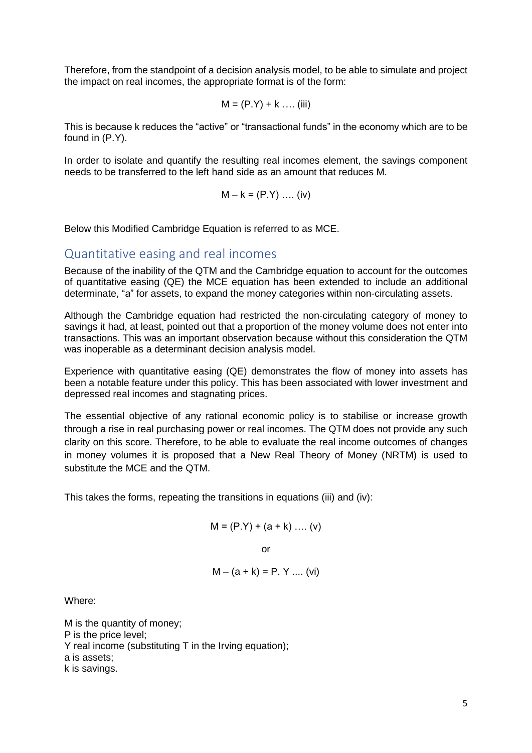Therefore, from the standpoint of a decision analysis model, to be able to simulate and project the impact on real incomes, the appropriate format is of the form:

$$M = (P.Y) + k \;\ldots.\; \text{(iii)}$$

This is because k reduces the "active" or "transactional funds" in the economy which are to be found in (P.Y).

In order to isolate and quantify the resulting real incomes element, the savings component needs to be transferred to the left hand side as an amount that reduces M.

$$M - k = (P.Y) \;\ldots.\; \text{(iv)}$$

Below this Modified Cambridge Equation is referred to as MCE.

## Quantitative easing and real incomes

Because of the inability of the QTM and the Cambridge equation to account for the outcomes of quantitative easing (QE) the MCE equation has been extended to include an additional determinate, "a" for assets, to expand the money categories within non-circulating assets.

Although the Cambridge equation had restricted the non-circulating category of money to savings it had, at least, pointed out that a proportion of the money volume does not enter into transactions. This was an important observation because without this consideration the QTM was inoperable as a determinant decision analysis model.

Experience with quantitative easing (QE) demonstrates the flow of money into assets has been a notable feature under this policy. This has been associated with lower investment and depressed real incomes and stagnating prices.

The essential objective of any rational economic policy is to stabilise or increase growth through a rise in real purchasing power or real incomes. The QTM does not provide any such clarity on this score. Therefore, to be able to evaluate the real income outcomes of changes in money volumes it is proposed that a New Real Theory of Money (NRTM) is used to substitute the MCE and the QTM.

This takes the forms, repeating the transitions in equations (iii) and (iv):

$$M = (P.Y) + (a + k) \;\ldots.\; \text{(v)}$$

or

$$M - (a + k) = P.\,Y \;\ldots.\; \text{(vi)}$$

Where:

M is the quantity of money;  
P is the price level;  
Y real income (substituting T in the Irving equation);  
a is assets;  
k is savings.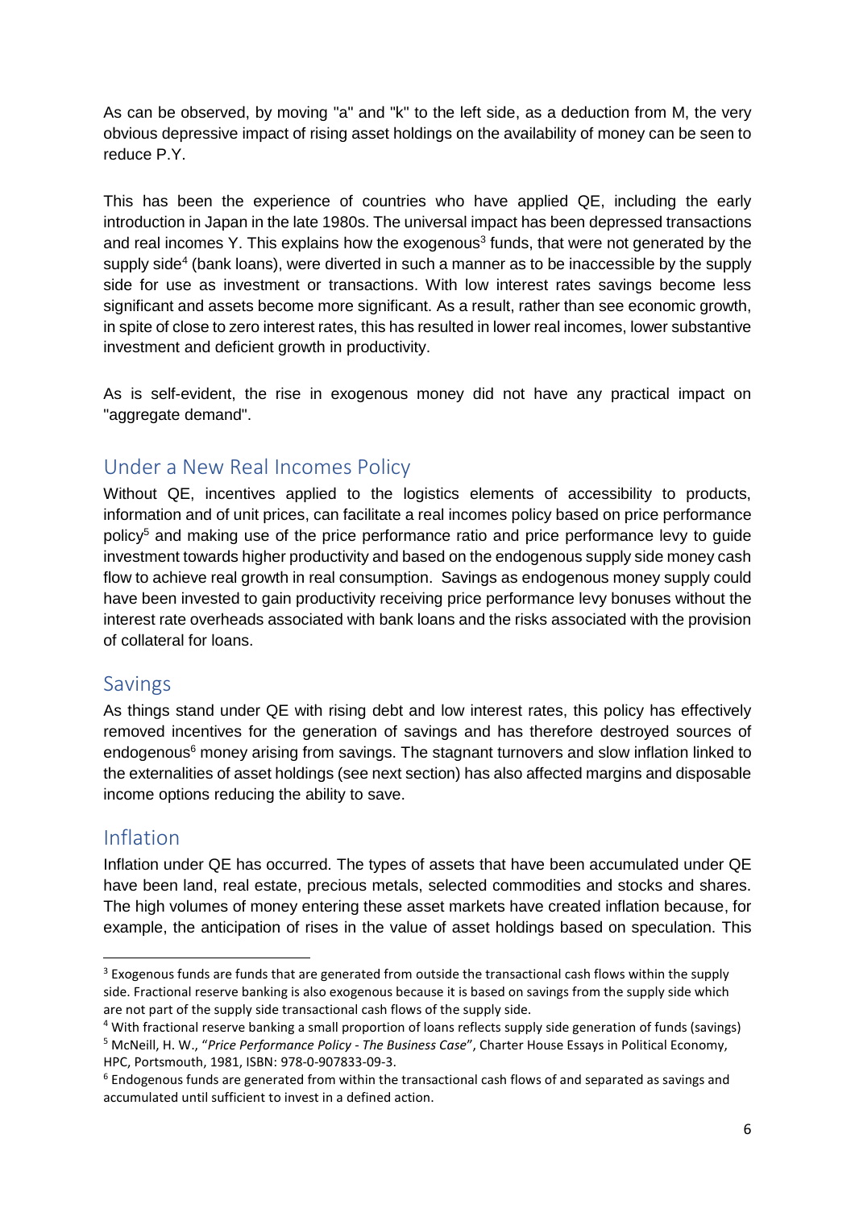As can be observed, by moving "a" and "k" to the left side, as a deduction from M, the very obvious depressive impact of rising asset holdings on the availability of money can be seen to reduce P.Y.

This has been the experience of countries who have applied QE, including the early introduction in Japan in the late 1980s. The universal impact has been depressed transactions and real incomes Y. This explains how the exogenous[3] funds, that were not generated by the supply side[4] (bank loans), were diverted in such a manner as to be inaccessible by the supply side for use as investment or transactions. With low interest rates savings become less significant and assets become more significant. As a result, rather than see economic growth, in spite of close to zero interest rates, this has resulted in lower real incomes, lower substantive investment and deficient growth in productivity.

As is self-evident, the rise in exogenous money did not have any practical impact on "aggregate demand".

## Under a New Real Incomes Policy

Without QE, incentives applied to the logistics elements of accessibility to products, information and of unit prices, can facilitate a real incomes policy based on price performance policy[5] and making use of the price performance ratio and price performance levy to guide investment towards higher productivity and based on the endogenous supply side money cash flow to achieve real growth in real consumption. Savings as endogenous money supply could have been invested to gain productivity receiving price performance levy bonuses without the interest rate overheads associated with bank loans and the risks associated with the provision of collateral for loans.

## Savings

As things stand under QE with rising debt and low interest rates, this policy has effectively removed incentives for the generation of savings and has therefore destroyed sources of endogenous[6] money arising from savings. The stagnant turnovers and slow inflation linked to the externalities of asset holdings (see next section) has also affected margins and disposable income options reducing the ability to save.

## Inflation

Inflation under QE has occurred. The types of assets that have been accumulated under QE have been land, real estate, precious metals, selected commodities and stocks and shares. The high volumes of money entering these asset markets have created inflation because, for example, the anticipation of rises in the value of asset holdings based on speculation. This

---

[3] Exogenous funds are funds that are generated from outside the transactional cash flows within the supply side. Fractional reserve banking is also exogenous because it is based on savings from the supply side which are not part of the supply side transactional cash flows of the supply side.

[4] With fractional reserve banking a small proportion of loans reflects supply side generation of funds (savings)

[5] McNeill, H. W., "*Price Performance Policy - The Business Case*", Charter House Essays in Political Economy, HPC, Portsmouth, 1981, ISBN: 978-0-907833-09-3.

[6] Endogenous funds are generated from within the transactional cash flows of and separated as savings and accumulated until sufficient to invest in a defined action.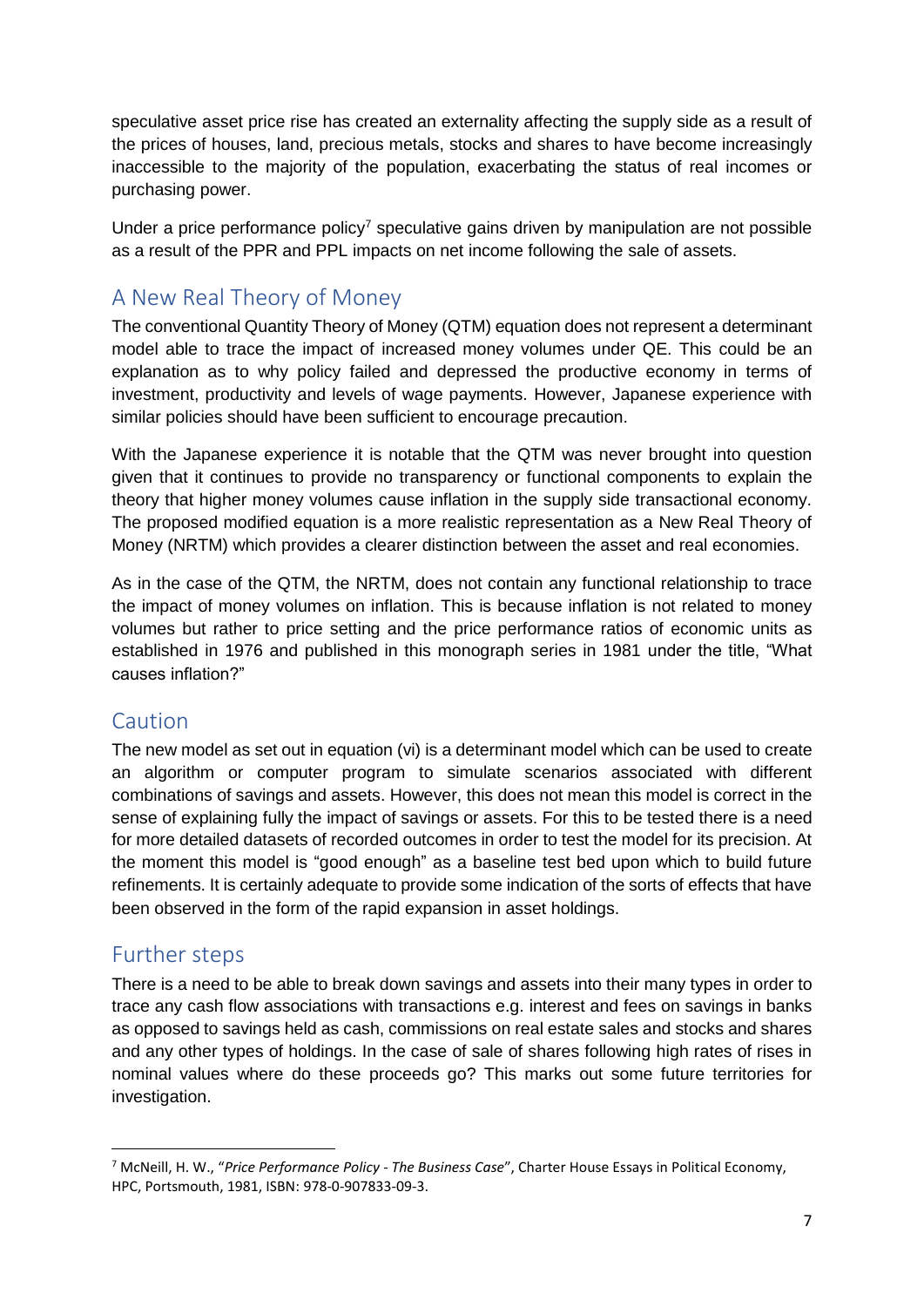speculative asset price rise has created an externality affecting the supply side as a result of the prices of houses, land, precious metals, stocks and shares to have become increasingly inaccessible to the majority of the population, exacerbating the status of real incomes or purchasing power.

Under a price performance policy[7] speculative gains driven by manipulation are not possible as a result of the PPR and PPL impacts on net income following the sale of assets.

## A New Real Theory of Money

The conventional Quantity Theory of Money (QTM) equation does not represent a determinant model able to trace the impact of increased money volumes under QE. This could be an explanation as to why policy failed and depressed the productive economy in terms of investment, productivity and levels of wage payments. However, Japanese experience with similar policies should have been sufficient to encourage precaution.

With the Japanese experience it is notable that the QTM was never brought into question given that it continues to provide no transparency or functional components to explain the theory that higher money volumes cause inflation in the supply side transactional economy. The proposed modified equation is a more realistic representation as a New Real Theory of Money (NRTM) which provides a clearer distinction between the asset and real economies.

As in the case of the QTM, the NRTM, does not contain any functional relationship to trace the impact of money volumes on inflation. This is because inflation is not related to money volumes but rather to price setting and the price performance ratios of economic units as established in 1976 and published in this monograph series in 1981 under the title, "What causes inflation?"

## Caution

The new model as set out in equation (vi) is a determinant model which can be used to create an algorithm or computer program to simulate scenarios associated with different combinations of savings and assets. However, this does not mean this model is correct in the sense of explaining fully the impact of savings or assets. For this to be tested there is a need for more detailed datasets of recorded outcomes in order to test the model for its precision. At the moment this model is "good enough" as a baseline test bed upon which to build future refinements. It is certainly adequate to provide some indication of the sorts of effects that have been observed in the form of the rapid expansion in asset holdings.

## Further steps

There is a need to be able to break down savings and assets into their many types in order to trace any cash flow associations with transactions e.g. interest and fees on savings in banks as opposed to savings held as cash, commissions on real estate sales and stocks and shares and any other types of holdings. In the case of sale of shares following high rates of rises in nominal values where do these proceeds go? This marks out some future territories for investigation.

---

[7] McNeill, H. W., "*Price Performance Policy - The Business Case*", Charter House Essays in Political Economy, HPC, Portsmouth, 1981, ISBN: 978-0-907833-09-3.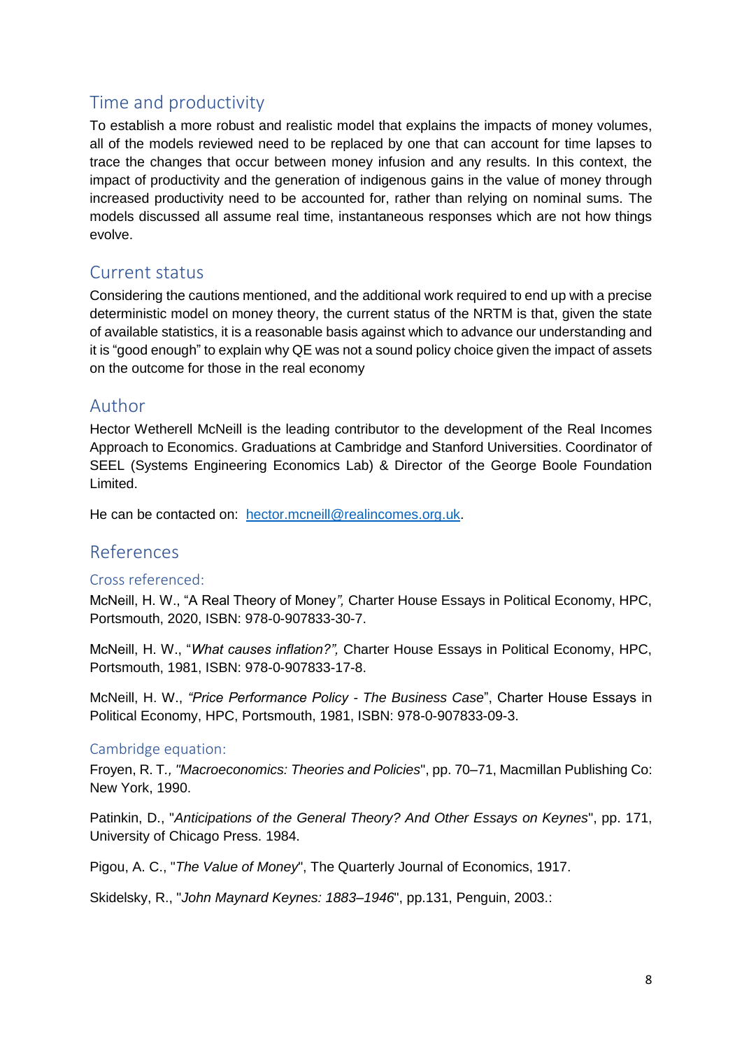## Time and productivity

To establish a more robust and realistic model that explains the impacts of money volumes, all of the models reviewed need to be replaced by one that can account for time lapses to trace the changes that occur between money infusion and any results. In this context, the impact of productivity and the generation of indigenous gains in the value of money through increased productivity need to be accounted for, rather than relying on nominal sums. The models discussed all assume real time, instantaneous responses which are not how things evolve.

## Current status

Considering the cautions mentioned, and the additional work required to end up with a precise deterministic model on money theory, the current status of the NRTM is that, given the state of available statistics, it is a reasonable basis against which to advance our understanding and it is "good enough" to explain why QE was not a sound policy choice given the impact of assets on the outcome for those in the real economy

## Author

Hector Wetherell McNeill is the leading contributor to the development of the Real Incomes Approach to Economics. Graduations at Cambridge and Stanford Universities. Coordinator of SEEL (Systems Engineering Economics Lab) & Director of the George Boole Foundation Limited.

He can be contacted on: [hector.mcneill@realincomes.org.uk](mailto:hector.mcneill@realincomes.org.uk).

## References

### Cross referenced:

McNeill, H. W., "A Real Theory of Money*",* Charter House Essays in Political Economy, HPC, Portsmouth, 2020, ISBN: 978-0-907833-30-7.

McNeill, H. W., "*What causes inflation?",* Charter House Essays in Political Economy, HPC, Portsmouth, 1981, ISBN: 978-0-907833-17-8.

McNeill, H. W., *"Price Performance Policy - The Business Case*", Charter House Essays in Political Economy, HPC, Portsmouth, 1981, ISBN: 978-0-907833-09-3.

### Cambridge equation:

Froyen, R. T*., "Macroeconomics: Theories and Policies*", pp. 70–71, Macmillan Publishing Co: New York, 1990.

Patinkin, D., "*Anticipations of the General Theory? And Other Essays on Keynes*", pp. 171, University of Chicago Press. 1984.

Pigou, A. C., "*The Value of Money*", The Quarterly Journal of Economics, 1917.

Skidelsky, R., "*John Maynard Keynes: 1883–1946*", pp.131, Penguin, 2003.: